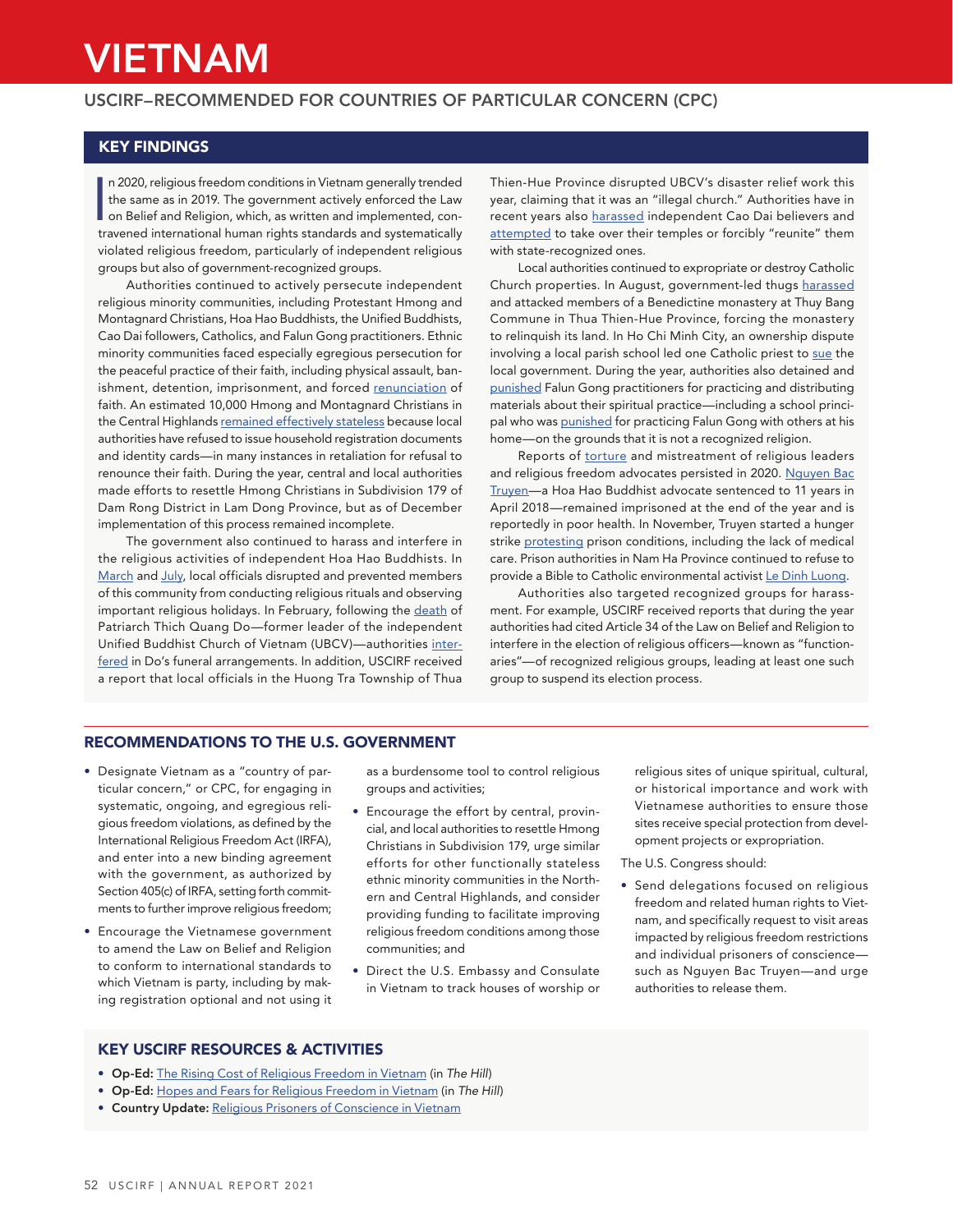# VIETNAM

## USCIRF–RECOMMENDED FOR COUNTRIES OF PARTICULAR CONCERN (CPC)

## KEY FINDINGS

In 2020, religious freedom conditions in Vietnam generally trended the same as in 2019. The government actively enforced the Law on Belief and Religion, which, as written and implemented, contravened international human rights standards and systematically violated religious freedom, particularly of independent religious groups but also of government-recognized groups.

Authorities continued to actively persecute independent religious minority communities, including Protestant Hmong and Montagnard Christians, Hoa Hao Buddhists, the Unified Buddhists, Cao Dai followers, Catholics, and Falun Gong practitioners. Ethnic minority communities faced especially egregious persecution for the peaceful practice of their faith, including physical assault, banishment, detention, imprisonment, and forced renunciation of faith. An estimated 10,000 Hmong and Montagnard Christians in the Central Highlands remained effectively stateless because local authorities have refused to issue household registration documents and identity cards—in many instances in retaliation for refusal to renounce their faith. During the year, central and local authorities made efforts to resettle Hmong Christians in Subdivision 179 of Dam Rong District in Lam Dong Province, but as of December implementation of this process remained incomplete.

The government also continued to harass and interfere in the religious activities of independent Hoa Hao Buddhists. In March and July, local officials disrupted and prevented members of this community from conducting religious rituals and observing important religious holidays. In February, following the death of Patriarch Thich Quang Do—former leader of the independent Unified Buddhist Church of Vietnam (UBCV)—authorities interfered in Do's funeral arrangements. In addition, USCIRF received a report that local officials in the Huong Tra Township of Thua Thien-Hue Province disrupted UBCV's disaster relief work this year, claiming that it was an "illegal church." Authorities have in recent years also harassed independent Cao Dai believers and attempted to take over their temples or forcibly "reunite" them with state-recognized ones.

Local authorities continued to expropriate or destroy Catholic Church properties. In August, government-led thugs harassed and attacked members of a Benedictine monastery at Thuy Bang Commune in Thua Thien-Hue Province, forcing the monastery to relinquish its land. In Ho Chi Minh City, an ownership dispute involving a local parish school led one Catholic priest to sue the local government. During the year, authorities also detained and punished Falun Gong practitioners for practicing and distributing materials about their spiritual practice—including a school principal who was punished for practicing Falun Gong with others at his home—on the grounds that it is not a recognized religion.

Reports of torture and mistreatment of religious leaders and religious freedom advocates persisted in 2020. Nguyen Bac Truyen—a Hoa Hao Buddhist advocate sentenced to 11 years in April 2018—remained imprisoned at the end of the year and is reportedly in poor health. In November, Truyen started a hunger strike protesting prison conditions, including the lack of medical care. Prison authorities in Nam Ha Province continued to refuse to provide a Bible to Catholic environmental activist Le Dinh Luong.

Authorities also targeted recognized groups for harassment. For example, USCIRF received reports that during the year authorities had cited Article 34 of the Law on Belief and Religion to interfere in the election of religious officers—known as "functionaries"—of recognized religious groups, leading at least one such group to suspend its election process.

## RECOMMENDATIONS TO THE U.S. GOVERNMENT

- Designate Vietnam as a "country of particular concern," or CPC, for engaging in systematic, ongoing, and egregious religious freedom violations, as defined by the International Religious Freedom Act (IRFA), and enter into a new binding agreement with the government, as authorized by Section 405(c) of IRFA, setting forth commitments to further improve religious freedom;
- Encourage the Vietnamese government to amend the Law on Belief and Religion to conform to international standards to which Vietnam is party, including by making registration optional and not using it as a burdensome tool to control religious groups and activities;
- Encourage the effort by central, provincial, and local authorities to resettle Hmong Christians in Subdivision 179, urge similar efforts for other functionally stateless ethnic minority communities in the Northern and Central Highlands, and consider providing funding to facilitate improving religious freedom conditions among those communities; and
- Direct the U.S. Embassy and Consulate in Vietnam to track houses of worship or religious sites of unique spiritual, cultural, or historical importance and work with Vietnamese authorities to ensure those sites receive special protection from development projects or expropriation.

The U.S. Congress should:

- Send delegations focused on religious freedom and related human rights to Vietnam, and specifically request to visit areas impacted by religious freedom restrictions and individual prisoners of conscience—such as Nguyen Bac Truyen—and urge authorities to release them.

## KEY USCIRF RESOURCES & ACTIVITIES

- **Op-Ed:** The Rising Cost of Religious Freedom in Vietnam (in *The Hill*)
- **Op-Ed:** Hopes and Fears for Religious Freedom in Vietnam (in *The Hill*)
- **Country Update:** Religious Prisoners of Conscience in Vietnam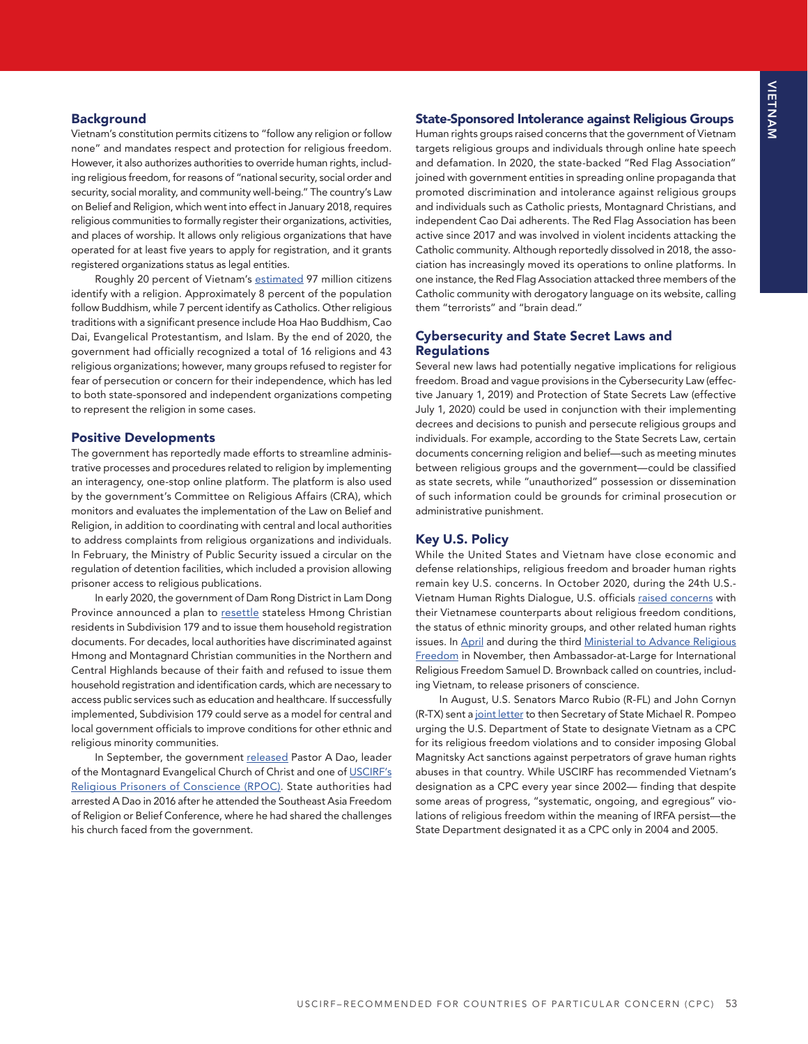## Background

Vietnam's constitution permits citizens to "follow any religion or follow none" and mandates respect and protection for religious freedom. However, it also authorizes authorities to override human rights, including religious freedom, for reasons of "national security, social order and security, social morality, and community well-being." The country's Law on Belief and Religion, which went into effect in January 2018, requires religious communities to formally register their organizations, activities, and places of worship. It allows only religious organizations that have operated for at least five years to apply for registration, and it grants registered organizations status as legal entities.

Roughly 20 percent of Vietnam's estimated 97 million citizens identify with a religion. Approximately 8 percent of the population follow Buddhism, while 7 percent identify as Catholics. Other religious traditions with a significant presence include Hoa Hao Buddhism, Cao Dai, Evangelical Protestantism, and Islam. By the end of 2020, the government had officially recognized a total of 16 religions and 43 religious organizations; however, many groups refused to register for fear of persecution or concern for their independence, which has led to both state-sponsored and independent organizations competing to represent the religion in some cases.

## Positive Developments

The government has reportedly made efforts to streamline administrative processes and procedures related to religion by implementing an interagency, one-stop online platform. The platform is also used by the government's Committee on Religious Affairs (CRA), which monitors and evaluates the implementation of the Law on Belief and Religion, in addition to coordinating with central and local authorities to address complaints from religious organizations and individuals. In February, the Ministry of Public Security issued a circular on the regulation of detention facilities, which included a provision allowing prisoner access to religious publications.

In early 2020, the government of Dam Rong District in Lam Dong Province announced a plan to resettle stateless Hmong Christian residents in Subdivision 179 and to issue them household registration documents. For decades, local authorities have discriminated against Hmong and Montagnard Christian communities in the Northern and Central Highlands because of their faith and refused to issue them household registration and identification cards, which are necessary to access public services such as education and healthcare. If successfully implemented, Subdivision 179 could serve as a model for central and local government officials to improve conditions for other ethnic and religious minority communities.

In September, the government released Pastor A Dao, leader of the Montagnard Evangelical Church of Christ and one of USCIRF's Religious Prisoners of Conscience (RPOC). State authorities had arrested A Dao in 2016 after he attended the Southeast Asia Freedom of Religion or Belief Conference, where he had shared the challenges his church faced from the government.

## State-Sponsored Intolerance against Religious Groups

Human rights groups raised concerns that the government of Vietnam targets religious groups and individuals through online hate speech and defamation. In 2020, the state-backed "Red Flag Association" joined with government entities in spreading online propaganda that promoted discrimination and intolerance against religious groups and individuals such as Catholic priests, Montagnard Christians, and independent Cao Dai adherents. The Red Flag Association has been active since 2017 and was involved in violent incidents attacking the Catholic community. Although reportedly dissolved in 2018, the association has increasingly moved its operations to online platforms. In one instance, the Red Flag Association attacked three members of the Catholic community with derogatory language on its website, calling them "terrorists" and "brain dead."

## Cybersecurity and State Secret Laws and Regulations

Several new laws had potentially negative implications for religious freedom. Broad and vague provisions in the Cybersecurity Law (effective January 1, 2019) and Protection of State Secrets Law (effective July 1, 2020) could be used in conjunction with their implementing decrees and decisions to punish and persecute religious groups and individuals. For example, according to the State Secrets Law, certain documents concerning religion and belief—such as meeting minutes between religious groups and the government—could be classified as state secrets, while "unauthorized" possession or dissemination of such information could be grounds for criminal prosecution or administrative punishment.

## Key U.S. Policy

While the United States and Vietnam have close economic and defense relationships, religious freedom and broader human rights remain key U.S. concerns. In October 2020, during the 24th U.S.-Vietnam Human Rights Dialogue, U.S. officials raised concerns with their Vietnamese counterparts about religious freedom conditions, the status of ethnic minority groups, and other related human rights issues. In April and during the third Ministerial to Advance Religious Freedom in November, then Ambassador-at-Large for International Religious Freedom Samuel D. Brownback called on countries, including Vietnam, to release prisoners of conscience.

In August, U.S. Senators Marco Rubio (R-FL) and John Cornyn (R-TX) sent a joint letter to then Secretary of State Michael R. Pompeo urging the U.S. Department of State to designate Vietnam as a CPC for its religious freedom violations and to consider imposing Global Magnitsky Act sanctions against perpetrators of grave human rights abuses in that country. While USCIRF has recommended Vietnam's designation as a CPC every year since 2002— finding that despite some areas of progress, "systematic, ongoing, and egregious" violations of religious freedom within the meaning of IRFA persist—the State Department designated it as a CPC only in 2004 and 2005.